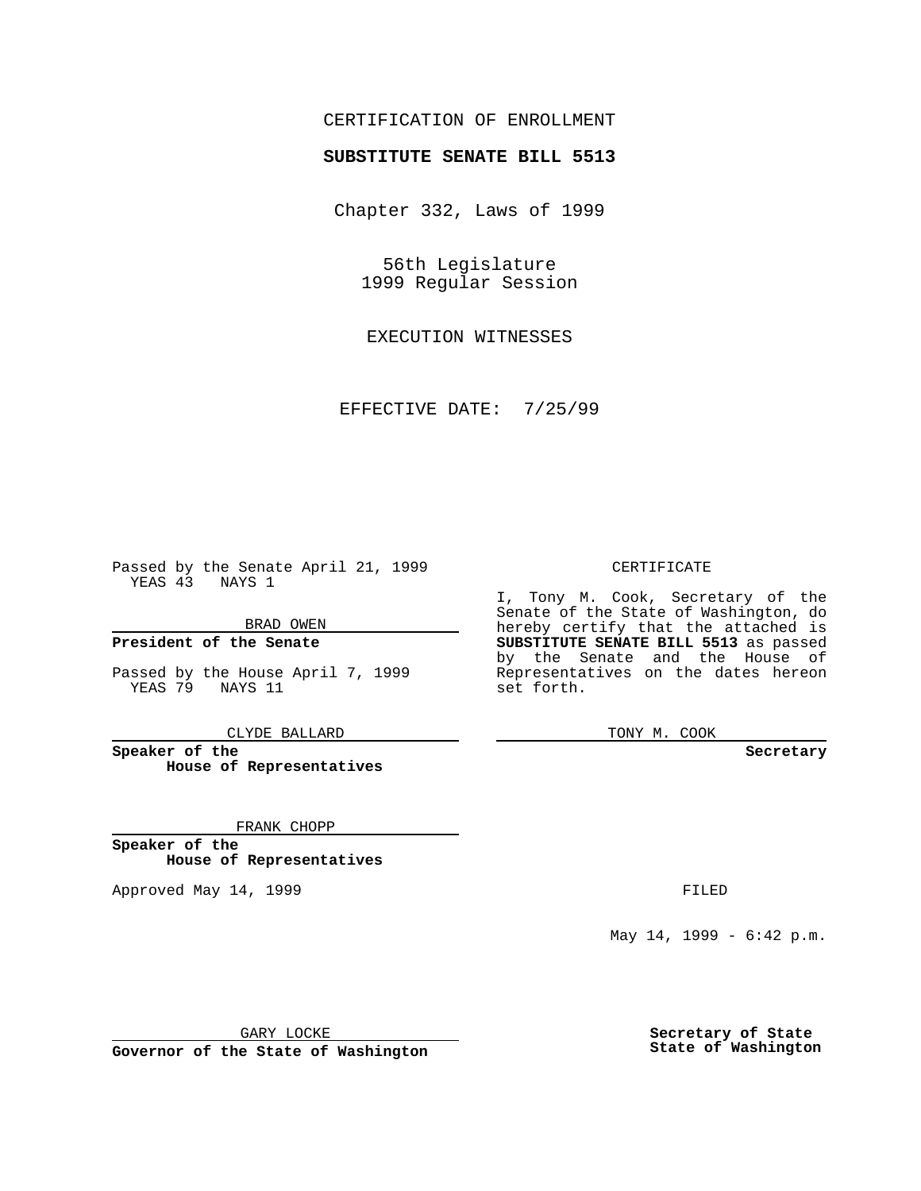CERTIFICATION OF ENROLLMENT

**SUBSTITUTE SENATE BILL 5513**

Chapter 332, Laws of 1999

56th Legislature
1999 Regular Session

EXECUTION WITNESSES

EFFECTIVE DATE: 7/25/99

Passed by the Senate April 21, 1999
YEAS 43 NAYS 1

BRAD OWEN

**President of the Senate**

Passed by the House April 7, 1999
YEAS 79 NAYS 11

CLYDE BALLARD

**Speaker of the House of Representatives**

FRANK CHOPP

**Speaker of the House of Representatives**

Approved May 14, 1999

GARY LOCKE

**Governor of the State of Washington**

CERTIFICATE

I, Tony M. Cook, Secretary of the Senate of the State of Washington, do hereby certify that the attached is **SUBSTITUTE SENATE BILL 5513** as passed by the Senate and the House of Representatives on the dates hereon set forth.

TONY M. COOK

**Secretary**

FILED

May 14, 1999 - 6:42 p.m.

**Secretary of State**
**State of Washington**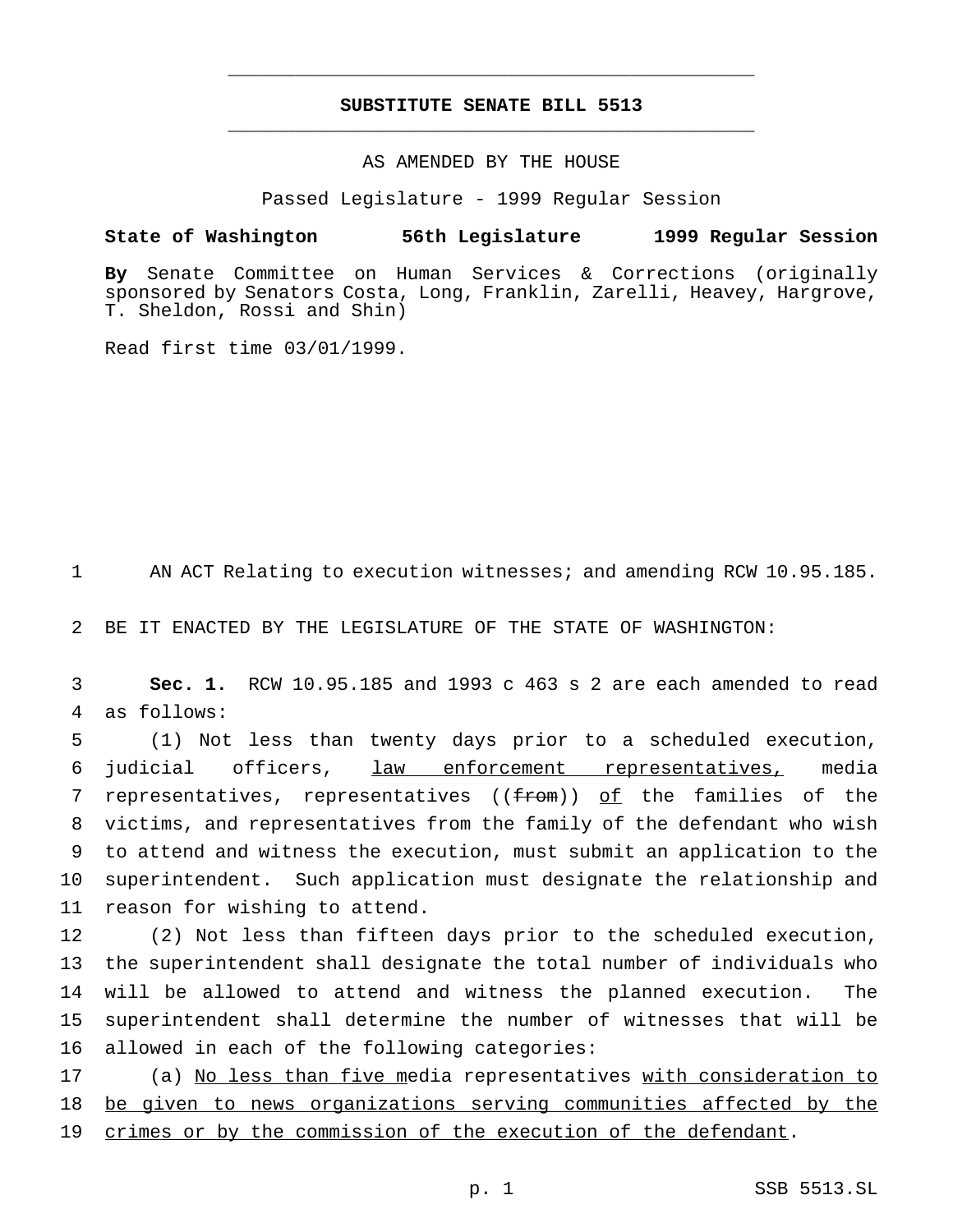# SUBSTITUTE SENATE BILL 5513

AS AMENDED BY THE HOUSE

Passed Legislature - 1999 Regular Session

**State of Washington 56th Legislature 1999 Regular Session**

**By** Senate Committee on Human Services & Corrections (originally sponsored by Senators Costa, Long, Franklin, Zarelli, Heavey, Hargrove, T. Sheldon, Rossi and Shin)

Read first time 03/01/1999.

1 AN ACT Relating to execution witnesses; and amending RCW 10.95.185.

2 BE IT ENACTED BY THE LEGISLATURE OF THE STATE OF WASHINGTON:

3 **Sec. 1.** RCW 10.95.185 and 1993 c 463 s 2 are each amended to read
4 as follows:

5 (1) Not less than twenty days prior to a scheduled execution,
6 judicial officers, <u>law enforcement representatives,</u> media
7 representatives, representatives ((~~from~~)) <u>of</u> the families of the
8 victims, and representatives from the family of the defendant who wish
9 to attend and witness the execution, must submit an application to the
10 superintendent. Such application must designate the relationship and
11 reason for wishing to attend.

12 (2) Not less than fifteen days prior to the scheduled execution,
13 the superintendent shall designate the total number of individuals who
14 will be allowed to attend and witness the planned execution. The
15 superintendent shall determine the number of witnesses that will be
16 allowed in each of the following categories:

17 (a) <u>No less than five m</u>edia representatives <u>with consideration to</u>
18 <u>be given to news organizations serving communities affected by the</u>
19 <u>crimes or by the commission of the execution of the defendant</u>.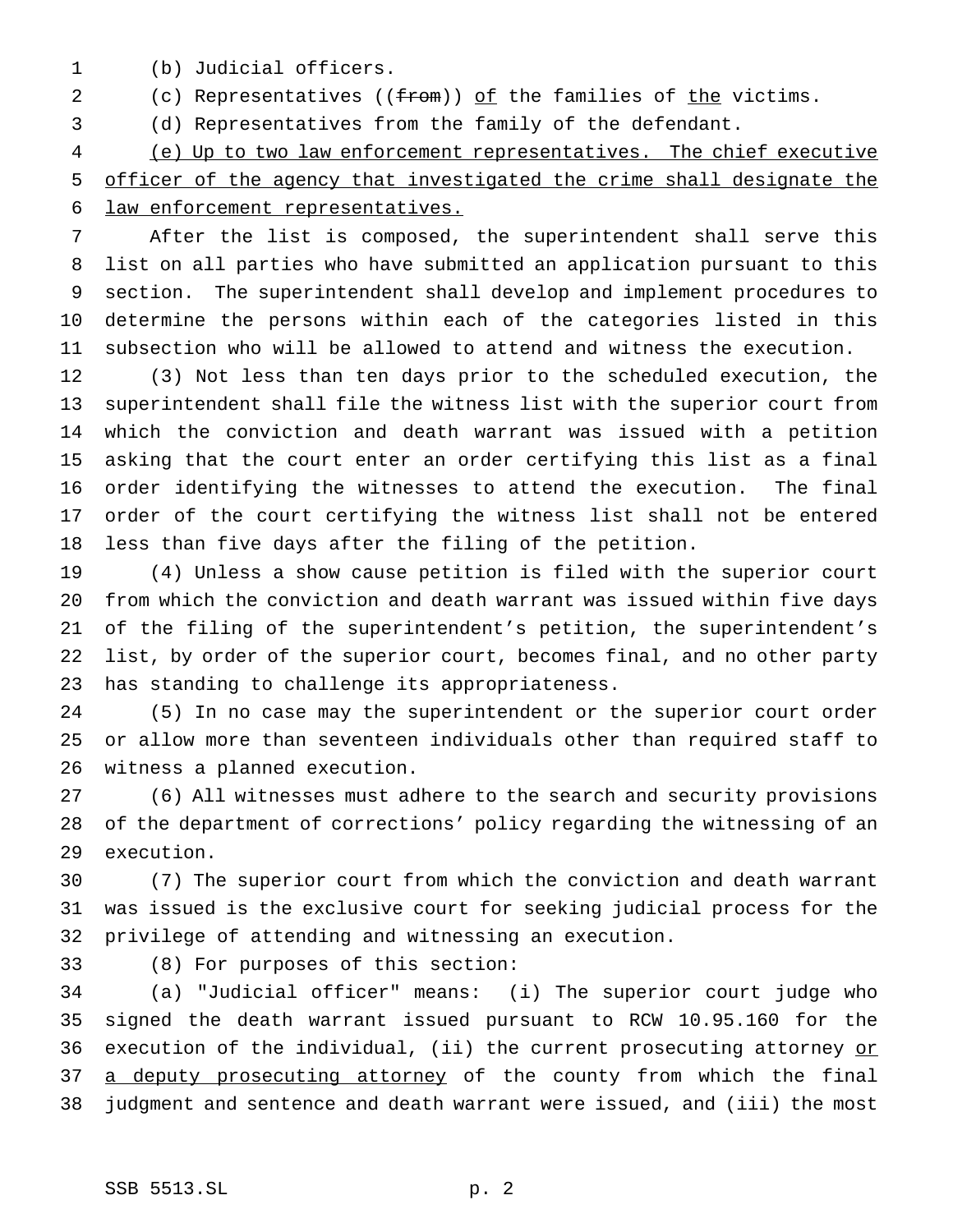(b) Judicial officers.

(c) Representatives ((~~from~~)) <u>of</u> the families of <u>the</u> victims.

(d) Representatives from the family of the defendant.

<u>(e) Up to two law enforcement representatives. The chief executive officer of the agency that investigated the crime shall designate the law enforcement representatives.</u>

After the list is composed, the superintendent shall serve this list on all parties who have submitted an application pursuant to this section. The superintendent shall develop and implement procedures to determine the persons within each of the categories listed in this subsection who will be allowed to attend and witness the execution.

(3) Not less than ten days prior to the scheduled execution, the superintendent shall file the witness list with the superior court from which the conviction and death warrant was issued with a petition asking that the court enter an order certifying this list as a final order identifying the witnesses to attend the execution. The final order of the court certifying the witness list shall not be entered less than five days after the filing of the petition.

(4) Unless a show cause petition is filed with the superior court from which the conviction and death warrant was issued within five days of the filing of the superintendent's petition, the superintendent's list, by order of the superior court, becomes final, and no other party has standing to challenge its appropriateness.

(5) In no case may the superintendent or the superior court order or allow more than seventeen individuals other than required staff to witness a planned execution.

(6) All witnesses must adhere to the search and security provisions of the department of corrections' policy regarding the witnessing of an execution.

(7) The superior court from which the conviction and death warrant was issued is the exclusive court for seeking judicial process for the privilege of attending and witnessing an execution.

(8) For purposes of this section:

(a) "Judicial officer" means: (i) The superior court judge who signed the death warrant issued pursuant to RCW 10.95.160 for the execution of the individual, (ii) the current prosecuting attorney <u>or a deputy prosecuting attorney</u> of the county from which the final judgment and sentence and death warrant were issued, and (iii) the most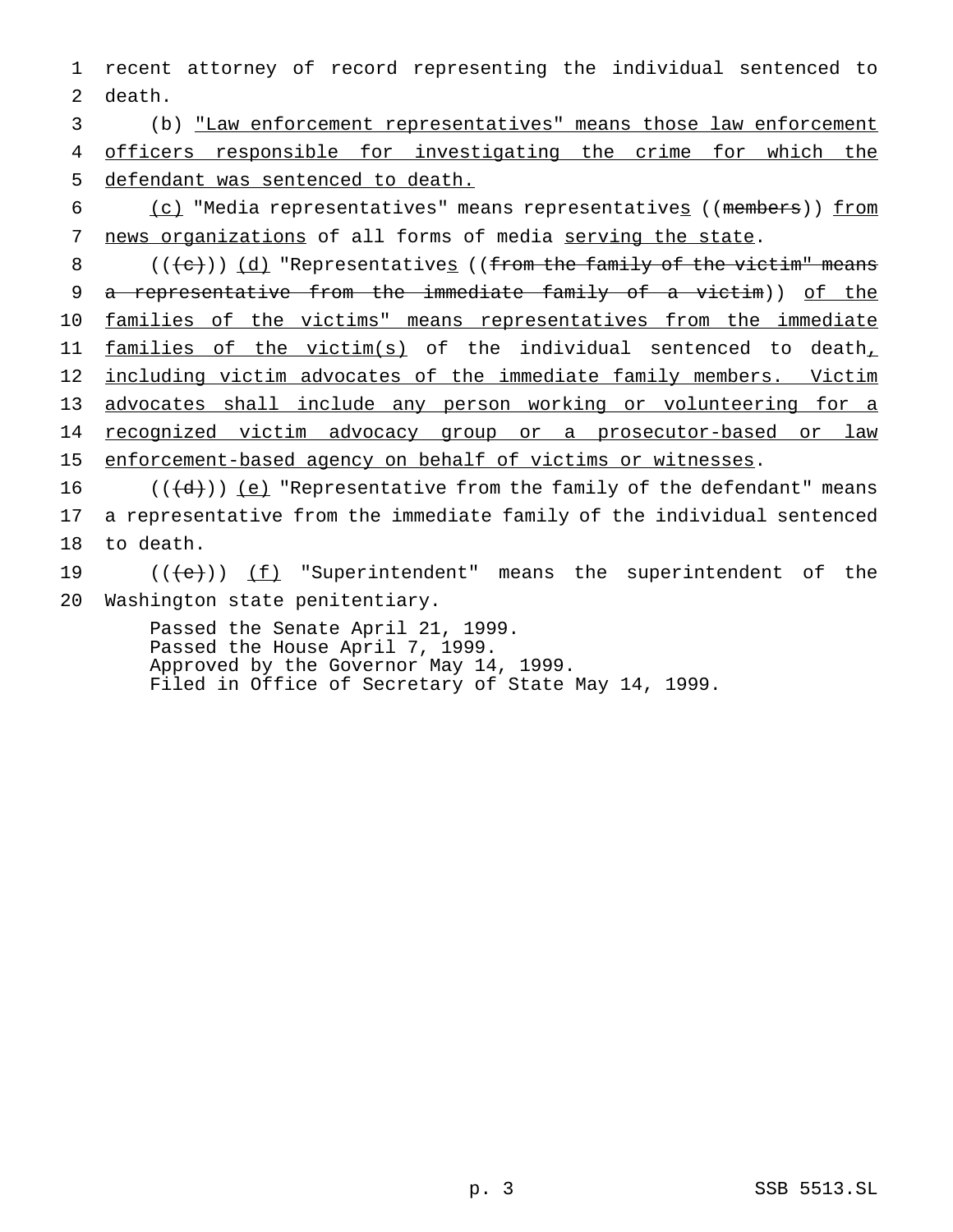recent attorney of record representing the individual sentenced to death.

(b) "Law enforcement representatives" means those law enforcement officers responsible for investigating the crime for which the defendant was sentenced to death.

(c) "Media representatives" means representatives ((~~members~~)) from news organizations of all forms of media serving the state.

((~~(c)~~)) (d) "Representatives ((~~from the family of the victim" means a representative from the immediate family of a victim~~)) of the families of the victims" means representatives from the immediate families of the victim(s) of the individual sentenced to death, including victim advocates of the immediate family members. Victim advocates shall include any person working or volunteering for a recognized victim advocacy group or a prosecutor-based or law enforcement-based agency on behalf of victims or witnesses.

((~~(d)~~)) (e) "Representative from the family of the defendant" means a representative from the immediate family of the individual sentenced to death.

((~~(e)~~)) (f) "Superintendent" means the superintendent of the Washington state penitentiary.

Passed the Senate April 21, 1999.
Passed the House April 7, 1999.
Approved by the Governor May 14, 1999.
Filed in Office of Secretary of State May 14, 1999.